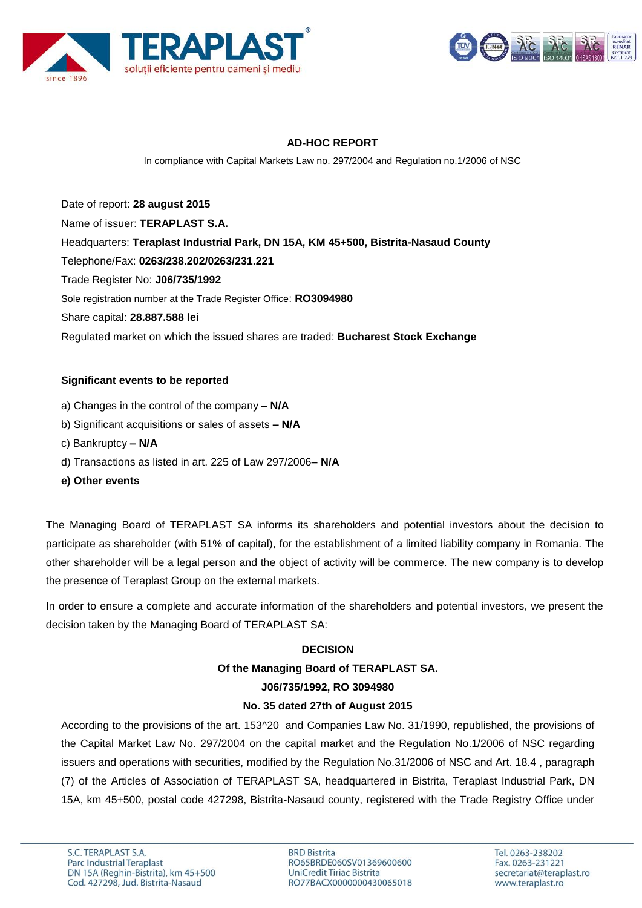## AD-HOC REPORT

In compliance with Capital Markets Law no. 297/2004 and Regulation no.1/2006 of NSC

Date of report: **28 august 2015**

Name of issuer: **TERAPLAST S.A.**

Headquarters: **Teraplast Industrial Park, DN 15A, KM 45+500, Bistrita-Nasaud County**

Telephone/Fax: **0263/238.202/0263/231.221**

Trade Register No: **J06/735/1992**

Sole registration number at the Trade Register Office: **RO3094980**

Share capital: **28.887.588 lei**

Regulated market on which the issued shares are traded: **Bucharest Stock Exchange**

**Significant events to be reported**

a) Changes in the control of the company **– N/A**

b) Significant acquisitions or sales of assets **– N/A**

c) Bankruptcy **– N/A**

d) Transactions as listed in art. 225 of Law 297/2006**– N/A**

**e) Other events**

The Managing Board of TERAPLAST SA informs its shareholders and potential investors about the decision to participate as shareholder (with 51% of capital), for the establishment of a limited liability company in Romania. The other shareholder will be a legal person and the object of activity will be commerce. The new company is to develop the presence of Teraplast Group on the external markets.

In order to ensure a complete and accurate information of the shareholders and potential investors, we present the decision taken by the Managing Board of TERAPLAST SA:

**DECISION**

**Of the Managing Board of TERAPLAST SA.**

**J06/735/1992, RO 3094980**

**No. 35 dated 27th of August 2015**

According to the provisions of the art. 153^20 and Companies Law No. 31/1990, republished, the provisions of the Capital Market Law No. 297/2004 on the capital market and the Regulation No.1/2006 of NSC regarding issuers and operations with securities, modified by the Regulation No.31/2006 of NSC and Art. 18.4 , paragraph (7) of the Articles of Association of TERAPLAST SA, headquartered in Bistrita, Teraplast Industrial Park, DN 15A, km 45+500, postal code 427298, Bistrita-Nasaud county, registered with the Trade Registry Office under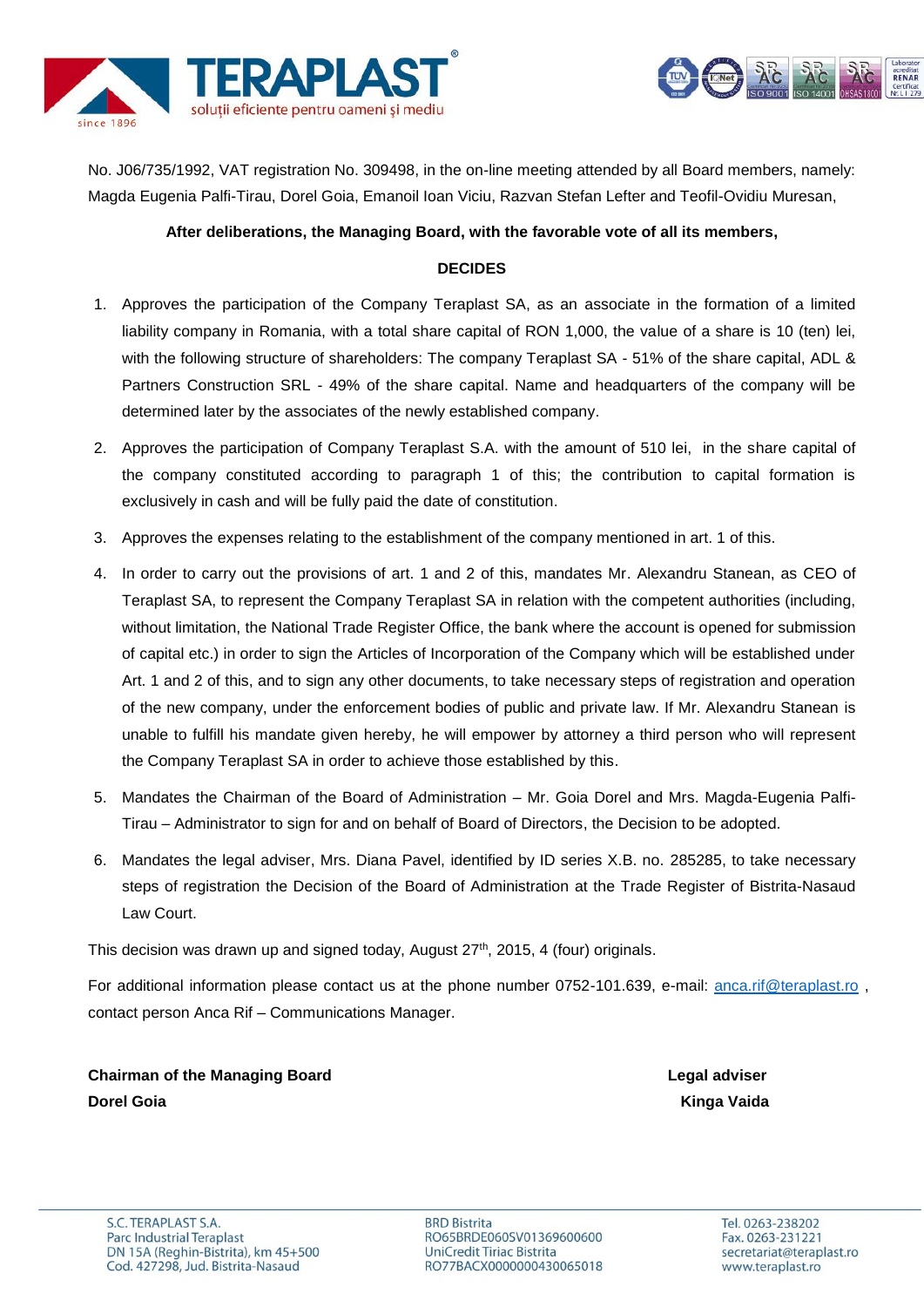No. J06/735/1992, VAT registration No. 309498, in the on-line meeting attended by all Board members, namely: Magda Eugenia Palfi-Tirau, Dorel Goia, Emanoil Ioan Viciu, Razvan Stefan Lefter and Teofil-Ovidiu Muresan,

**After deliberations, the Managing Board, with the favorable vote of all its members,**

**DECIDES**

1. Approves the participation of the Company Teraplast SA, as an associate in the formation of a limited liability company in Romania, with a total share capital of RON 1,000, the value of a share is 10 (ten) lei, with the following structure of shareholders: The company Teraplast SA - 51% of the share capital, ADL & Partners Construction SRL - 49% of the share capital. Name and headquarters of the company will be determined later by the associates of the newly established company.
2. Approves the participation of Company Teraplast S.A. with the amount of 510 lei, in the share capital of the company constituted according to paragraph 1 of this; the contribution to capital formation is exclusively in cash and will be fully paid the date of constitution.
3. Approves the expenses relating to the establishment of the company mentioned in art. 1 of this.
4. In order to carry out the provisions of art. 1 and 2 of this, mandates Mr. Alexandru Stanean, as CEO of Teraplast SA, to represent the Company Teraplast SA in relation with the competent authorities (including, without limitation, the National Trade Register Office, the bank where the account is opened for submission of capital etc.) in order to sign the Articles of Incorporation of the Company which will be established under Art. 1 and 2 of this, and to sign any other documents, to take necessary steps of registration and operation of the new company, under the enforcement bodies of public and private law. If Mr. Alexandru Stanean is unable to fulfill his mandate given hereby, he will empower by attorney a third person who will represent the Company Teraplast SA in order to achieve those established by this.
5. Mandates the Chairman of the Board of Administration – Mr. Goia Dorel and Mrs. Magda-Eugenia Palfi-Tirau – Administrator to sign for and on behalf of Board of Directors, the Decision to be adopted.
6. Mandates the legal adviser, Mrs. Diana Pavel, identified by ID series X.B. no. 285285, to take necessary steps of registration the Decision of the Board of Administration at the Trade Register of Bistrita-Nasaud Law Court.

This decision was drawn up and signed today, August 27th, 2015, 4 (four) originals.

For additional information please contact us at the phone number 0752-101.639, e-mail: anca.rif@teraplast.ro , contact person Anca Rif – Communications Manager.

**Chairman of the Managing Board**
**Dorel Goia**

**Legal adviser**
**Kinga Vaida**